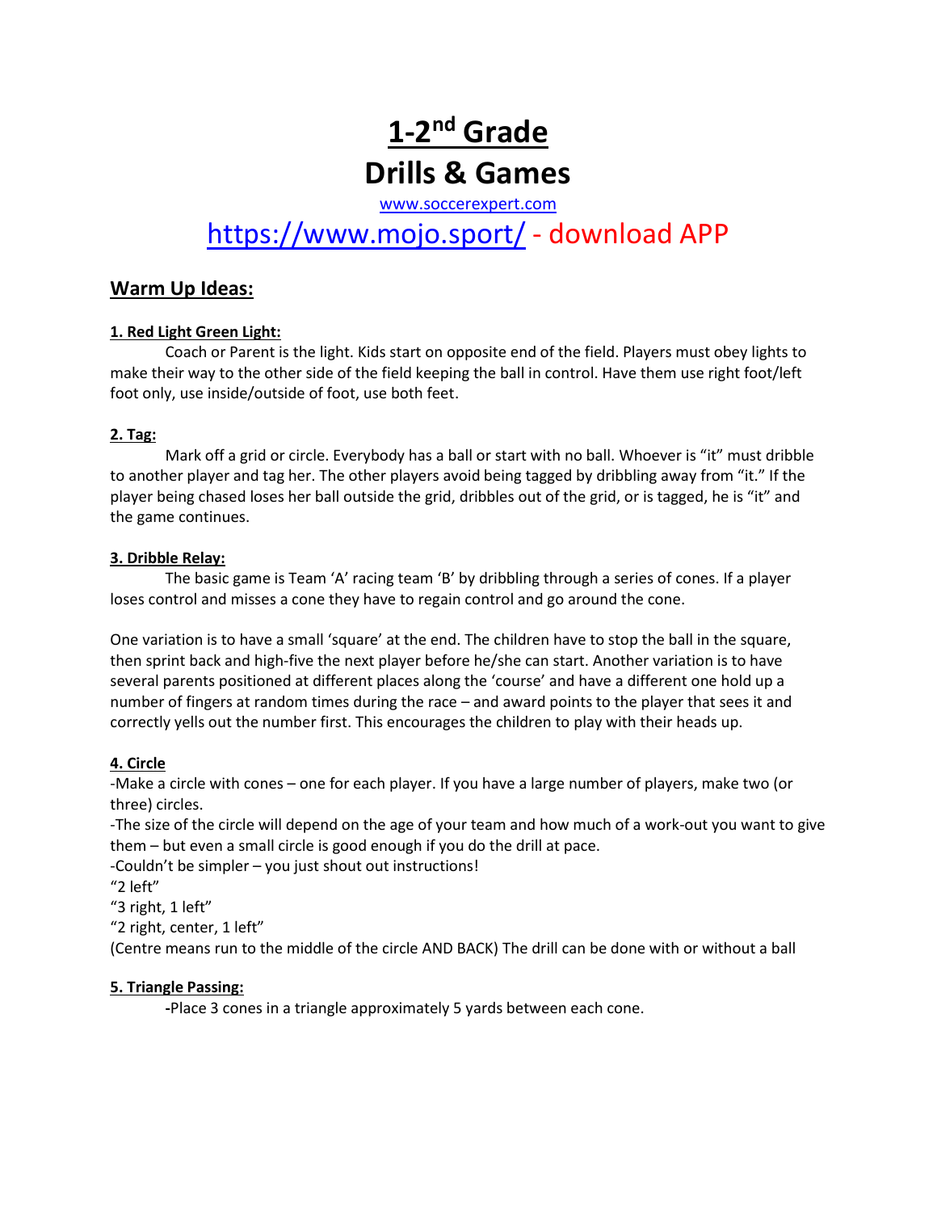# 1-2nd Grade

# Drills & Games

www.soccerexpert.com

## https://www.mojo.sport/ - download APP

## Warm Up Ideas:

**1. Red Light Green Light:**

Coach or Parent is the light. Kids start on opposite end of the field. Players must obey lights to make their way to the other side of the field keeping the ball in control. Have them use right foot/left foot only, use inside/outside of foot, use both feet.

**2. Tag:**

Mark off a grid or circle. Everybody has a ball or start with no ball. Whoever is "it" must dribble to another player and tag her. The other players avoid being tagged by dribbling away from "it." If the player being chased loses her ball outside the grid, dribbles out of the grid, or is tagged, he is "it" and the game continues.

**3. Dribble Relay:**

The basic game is Team 'A' racing team 'B' by dribbling through a series of cones. If a player loses control and misses a cone they have to regain control and go around the cone.

One variation is to have a small 'square' at the end. The children have to stop the ball in the square, then sprint back and high-five the next player before he/she can start. Another variation is to have several parents positioned at different places along the 'course' and have a different one hold up a number of fingers at random times during the race – and award points to the player that sees it and correctly yells out the number first. This encourages the children to play with their heads up.

**4. Circle**

-Make a circle with cones – one for each player. If you have a large number of players, make two (or three) circles.
-The size of the circle will depend on the age of your team and how much of a work-out you want to give them – but even a small circle is good enough if you do the drill at pace.
-Couldn't be simpler – you just shout out instructions!
"2 left"
"3 right, 1 left"
"2 right, center, 1 left"
(Centre means run to the middle of the circle AND BACK) The drill can be done with or without a ball

**5. Triangle Passing:**

-Place 3 cones in a triangle approximately 5 yards between each cone.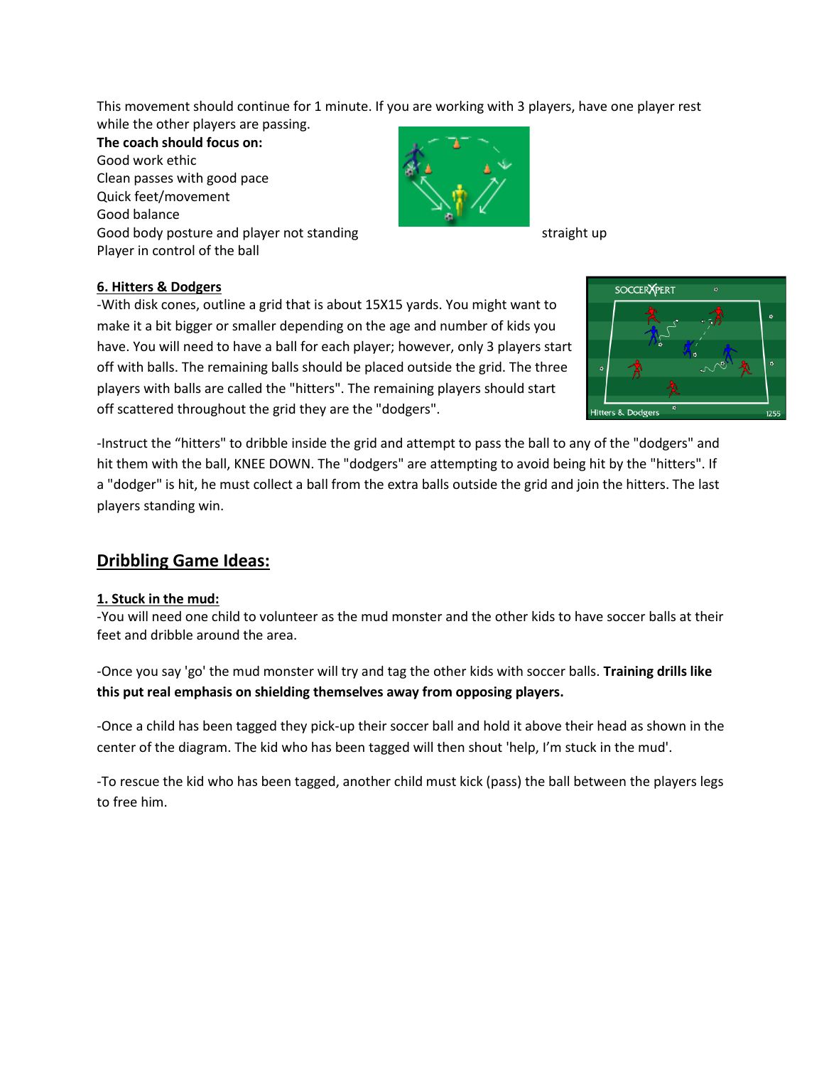This movement should continue for 1 minute. If you are working with 3 players, have one player rest while the other players are passing.

**The coach should focus on:**

Good work ethic
Clean passes with good pace
Quick feet/movement
Good balance
Good body posture and player not standing straight up
Player in control of the ball

**6. Hitters & Dodgers**

-With disk cones, outline a grid that is about 15X15 yards. You might want to make it a bit bigger or smaller depending on the age and number of kids you have. You will need to have a ball for each player; however, only 3 players start off with balls. The remaining balls should be placed outside the grid. The three players with balls are called the "hitters". The remaining players should start off scattered throughout the grid they are the "dodgers".

-Instruct the "hitters" to dribble inside the grid and attempt to pass the ball to any of the "dodgers" and hit them with the ball, KNEE DOWN. The "dodgers" are attempting to avoid being hit by the "hitters". If a "dodger" is hit, he must collect a ball from the extra balls outside the grid and join the hitters. The last players standing win.

## Dribbling Game Ideas:

**1. Stuck in the mud:**

-You will need one child to volunteer as the mud monster and the other kids to have soccer balls at their feet and dribble around the area.

-Once you say 'go' the mud monster will try and tag the other kids with soccer balls. **Training drills like this put real emphasis on shielding themselves away from opposing players.**

-Once a child has been tagged they pick-up their soccer ball and hold it above their head as shown in the center of the diagram. The kid who has been tagged will then shout 'help, I'm stuck in the mud'.

-To rescue the kid who has been tagged, another child must kick (pass) the ball between the players legs to free him.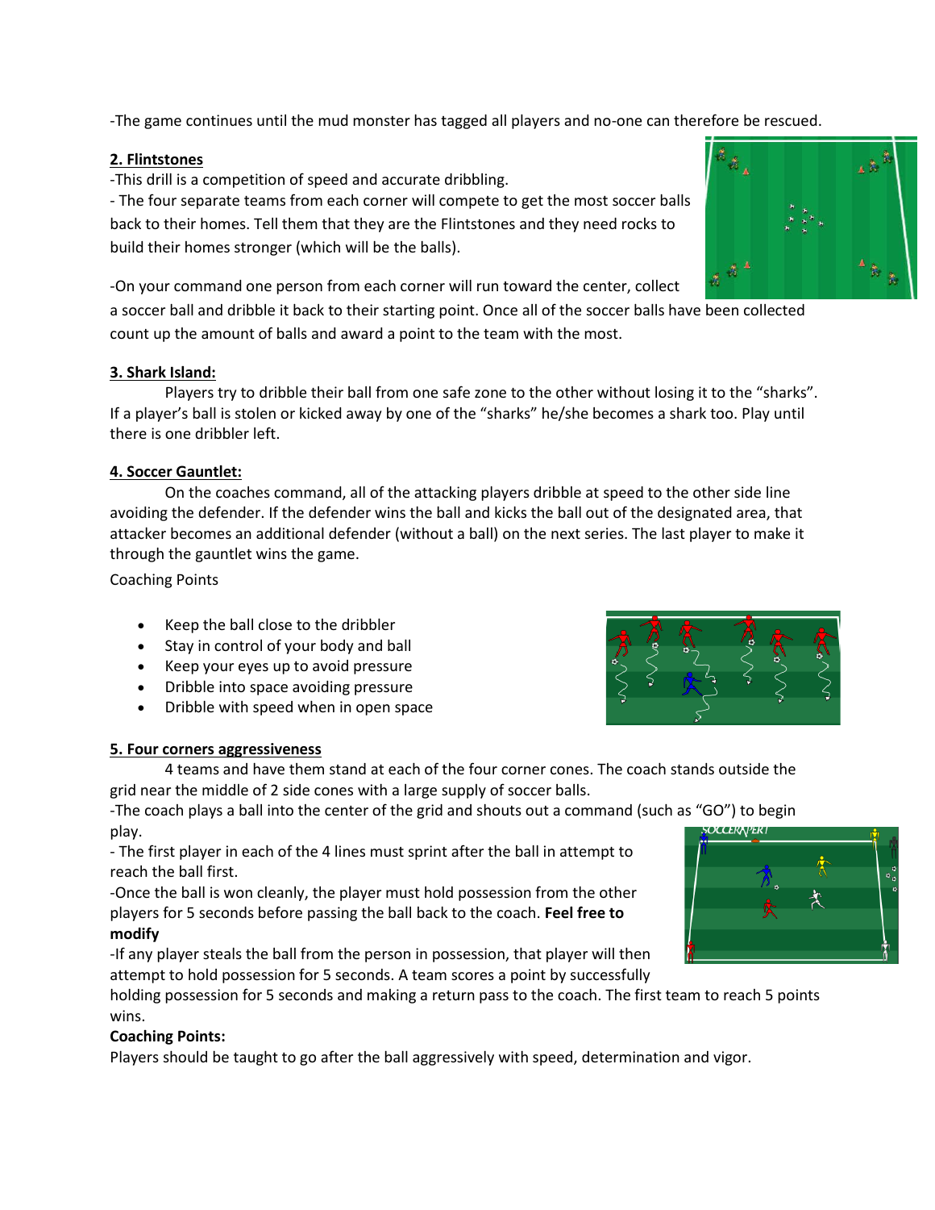-The game continues until the mud monster has tagged all players and no-one can therefore be rescued.

**2. Flintstones**

-This drill is a competition of speed and accurate dribbling.

- The four separate teams from each corner will compete to get the most soccer balls back to their homes. Tell them that they are the Flintstones and they need rocks to build their homes stronger (which will be the balls).

-On your command one person from each corner will run toward the center, collect a soccer ball and dribble it back to their starting point. Once all of the soccer balls have been collected count up the amount of balls and award a point to the team with the most.

**3. Shark Island:**

Players try to dribble their ball from one safe zone to the other without losing it to the "sharks". If a player's ball is stolen or kicked away by one of the "sharks" he/she becomes a shark too. Play until there is one dribbler left.

**4. Soccer Gauntlet:**

On the coaches command, all of the attacking players dribble at speed to the other side line avoiding the defender. If the defender wins the ball and kicks the ball out of the designated area, that attacker becomes an additional defender (without a ball) on the next series. The last player to make it through the gauntlet wins the game.

Coaching Points

- Keep the ball close to the dribbler
- Stay in control of your body and ball
- Keep your eyes up to avoid pressure
- Dribble into space avoiding pressure
- Dribble with speed when in open space

**5. Four corners aggressiveness**

4 teams and have them stand at each of the four corner cones. The coach stands outside the grid near the middle of 2 side cones with a large supply of soccer balls.

-The coach plays a ball into the center of the grid and shouts out a command (such as "GO") to begin play.

- The first player in each of the 4 lines must sprint after the ball in attempt to reach the ball first.

-Once the ball is won cleanly, the player must hold possession from the other players for 5 seconds before passing the ball back to the coach. **Feel free to modify**

-If any player steals the ball from the person in possession, that player will then attempt to hold possession for 5 seconds. A team scores a point by successfully holding possession for 5 seconds and making a return pass to the coach. The first team to reach 5 points wins.

**Coaching Points:**

Players should be taught to go after the ball aggressively with speed, determination and vigor.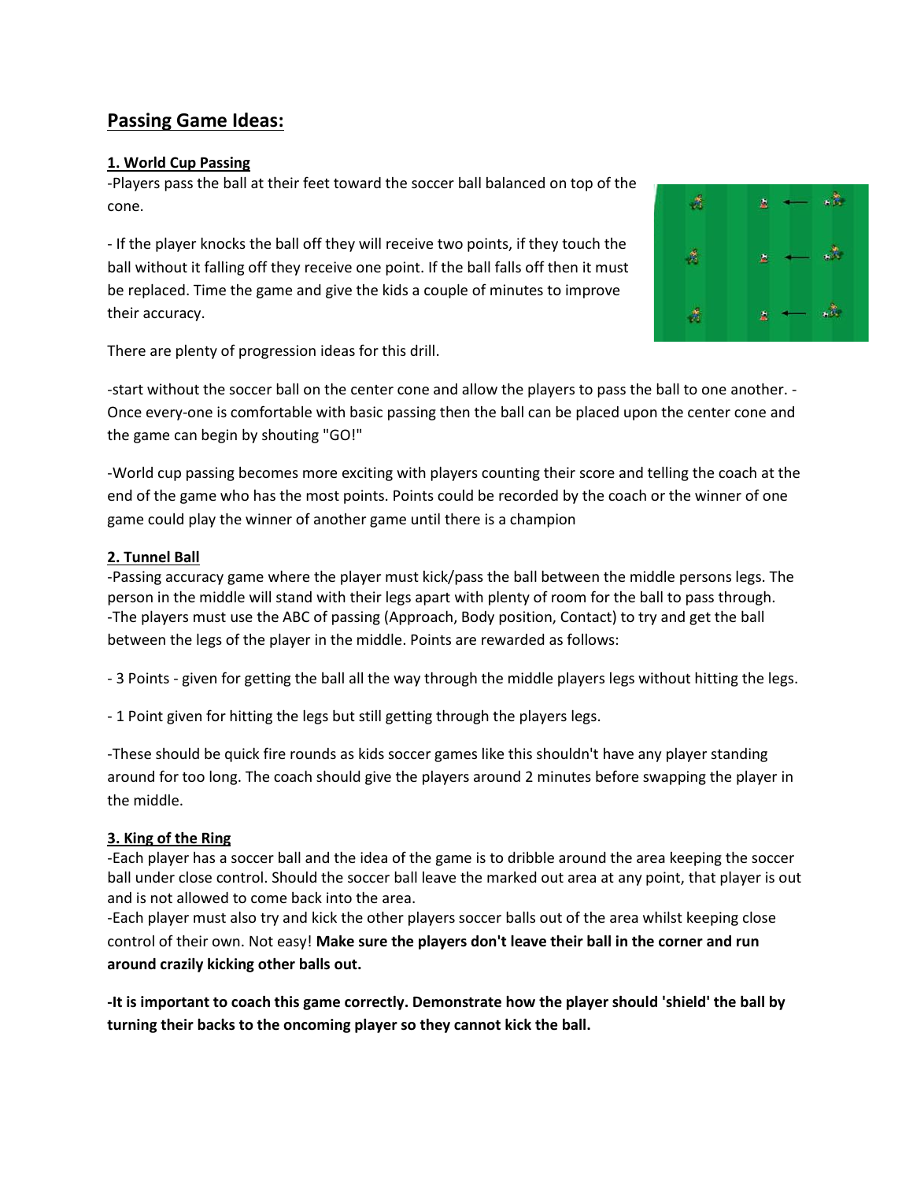## Passing Game Ideas:

**1. World Cup Passing**

-Players pass the ball at their feet toward the soccer ball balanced on top of the cone.

- If the player knocks the ball off they will receive two points, if they touch the ball without it falling off they receive one point. If the ball falls off then it must be replaced. Time the game and give the kids a couple of minutes to improve their accuracy.

There are plenty of progression ideas for this drill.

-start without the soccer ball on the center cone and allow the players to pass the ball to one another. -Once every-one is comfortable with basic passing then the ball can be placed upon the center cone and the game can begin by shouting "GO!"

-World cup passing becomes more exciting with players counting their score and telling the coach at the end of the game who has the most points. Points could be recorded by the coach or the winner of one game could play the winner of another game until there is a champion

**2. Tunnel Ball**

-Passing accuracy game where the player must kick/pass the ball between the middle persons legs. The person in the middle will stand with their legs apart with plenty of room for the ball to pass through.
-The players must use the ABC of passing (Approach, Body position, Contact) to try and get the ball between the legs of the player in the middle. Points are rewarded as follows:

- 3 Points - given for getting the ball all the way through the middle players legs without hitting the legs.

- 1 Point given for hitting the legs but still getting through the players legs.

-These should be quick fire rounds as kids soccer games like this shouldn't have any player standing around for too long. The coach should give the players around 2 minutes before swapping the player in the middle.

**3. King of the Ring**

-Each player has a soccer ball and the idea of the game is to dribble around the area keeping the soccer ball under close control. Should the soccer ball leave the marked out area at any point, that player is out and is not allowed to come back into the area.
-Each player must also try and kick the other players soccer balls out of the area whilst keeping close control of their own. Not easy! **Make sure the players don't leave their ball in the corner and run around crazily kicking other balls out.**

**-It is important to coach this game correctly. Demonstrate how the player should 'shield' the ball by turning their backs to the oncoming player so they cannot kick the ball.**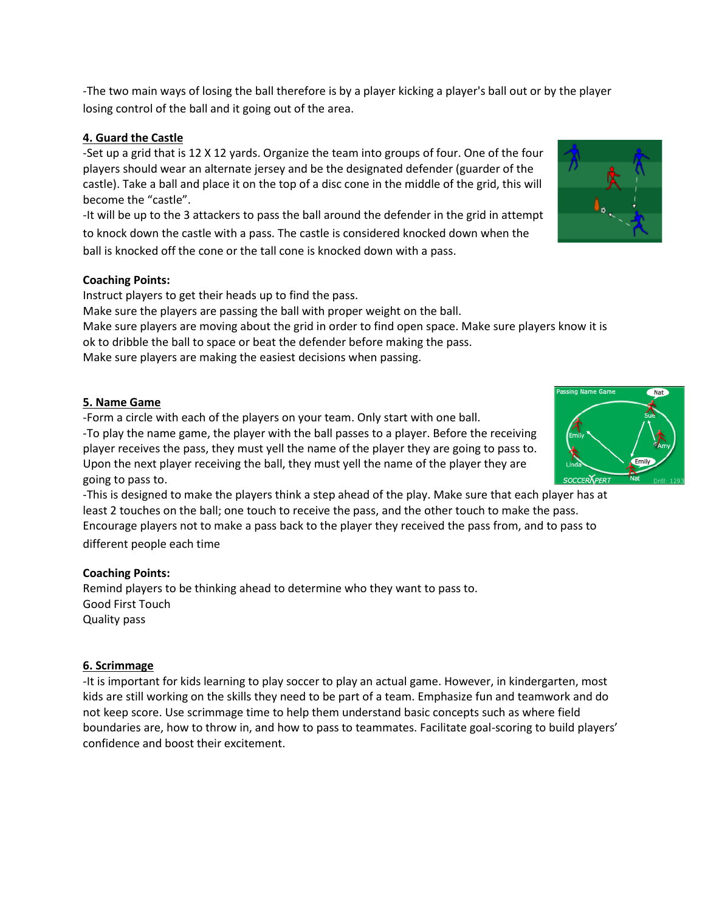-The two main ways of losing the ball therefore is by a player kicking a player's ball out or by the player losing control of the ball and it going out of the area.

**4. Guard the Castle**

-Set up a grid that is 12 X 12 yards. Organize the team into groups of four. One of the four players should wear an alternate jersey and be the designated defender (guarder of the castle). Take a ball and place it on the top of a disc cone in the middle of the grid, this will become the "castle".

-It will be up to the 3 attackers to pass the ball around the defender in the grid in attempt to knock down the castle with a pass. The castle is considered knocked down when the ball is knocked off the cone or the tall cone is knocked down with a pass.

**Coaching Points:**

Instruct players to get their heads up to find the pass.
Make sure the players are passing the ball with proper weight on the ball.
Make sure players are moving about the grid in order to find open space. Make sure players know it is ok to dribble the ball to space or beat the defender before making the pass.
Make sure players are making the easiest decisions when passing.

**5. Name Game**

-Form a circle with each of the players on your team. Only start with one ball.

-To play the name game, the player with the ball passes to a player. Before the receiving player receives the pass, they must yell the name of the player they are going to pass to. Upon the next player receiving the ball, they must yell the name of the player they are going to pass to.

-This is designed to make the players think a step ahead of the play. Make sure that each player has at least 2 touches on the ball; one touch to receive the pass, and the other touch to make the pass. Encourage players not to make a pass back to the player they received the pass from, and to pass to different people each time

**Coaching Points:**

Remind players to be thinking ahead to determine who they want to pass to.
Good First Touch
Quality pass

**6. Scrimmage**

-It is important for kids learning to play soccer to play an actual game. However, in kindergarten, most kids are still working on the skills they need to be part of a team. Emphasize fun and teamwork and do not keep score. Use scrimmage time to help them understand basic concepts such as where field boundaries are, how to throw in, and how to pass to teammates. Facilitate goal-scoring to build players' confidence and boost their excitement.